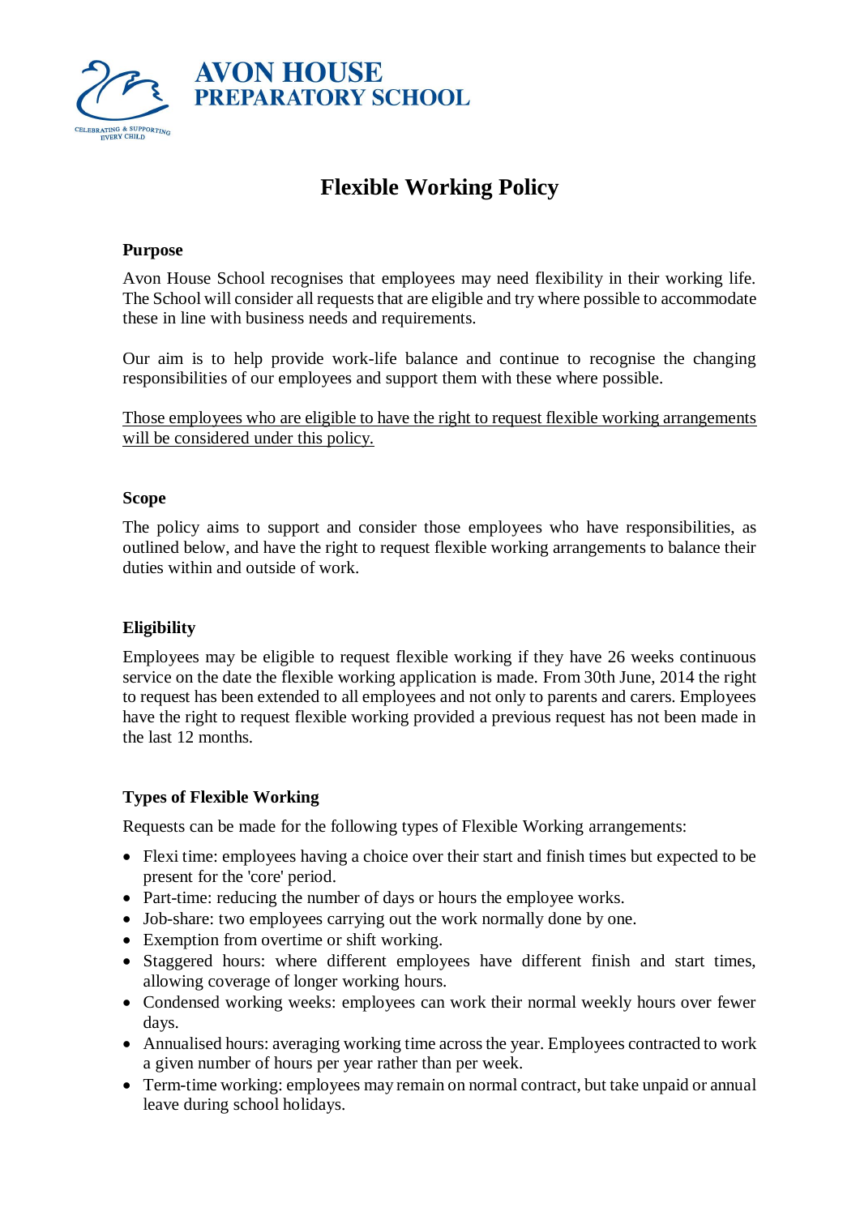AVON HOUSE
PREPARATORY SCHOOL

CELEBRATING & SUPPORTING EVERY CHILD

# Flexible Working Policy

## Purpose

Avon House School recognises that employees may need flexibility in their working life. The School will consider all requests that are eligible and try where possible to accommodate these in line with business needs and requirements.

Our aim is to help provide work-life balance and continue to recognise the changing responsibilities of our employees and support them with these where possible.

<u>Those employees who are eligible to have the right to request flexible working arrangements will be considered under this policy.</u>

## Scope

The policy aims to support and consider those employees who have responsibilities, as outlined below, and have the right to request flexible working arrangements to balance their duties within and outside of work.

## Eligibility

Employees may be eligible to request flexible working if they have 26 weeks continuous service on the date the flexible working application is made. From 30th June, 2014 the right to request has been extended to all employees and not only to parents and carers. Employees have the right to request flexible working provided a previous request has not been made in the last 12 months.

## Types of Flexible Working

Requests can be made for the following types of Flexible Working arrangements:

- Flexi time: employees having a choice over their start and finish times but expected to be present for the 'core' period.
- Part-time: reducing the number of days or hours the employee works.
- Job-share: two employees carrying out the work normally done by one.
- Exemption from overtime or shift working.
- Staggered hours: where different employees have different finish and start times, allowing coverage of longer working hours.
- Condensed working weeks: employees can work their normal weekly hours over fewer days.
- Annualised hours: averaging working time across the year. Employees contracted to work a given number of hours per year rather than per week.
- Term-time working: employees may remain on normal contract, but take unpaid or annual leave during school holidays.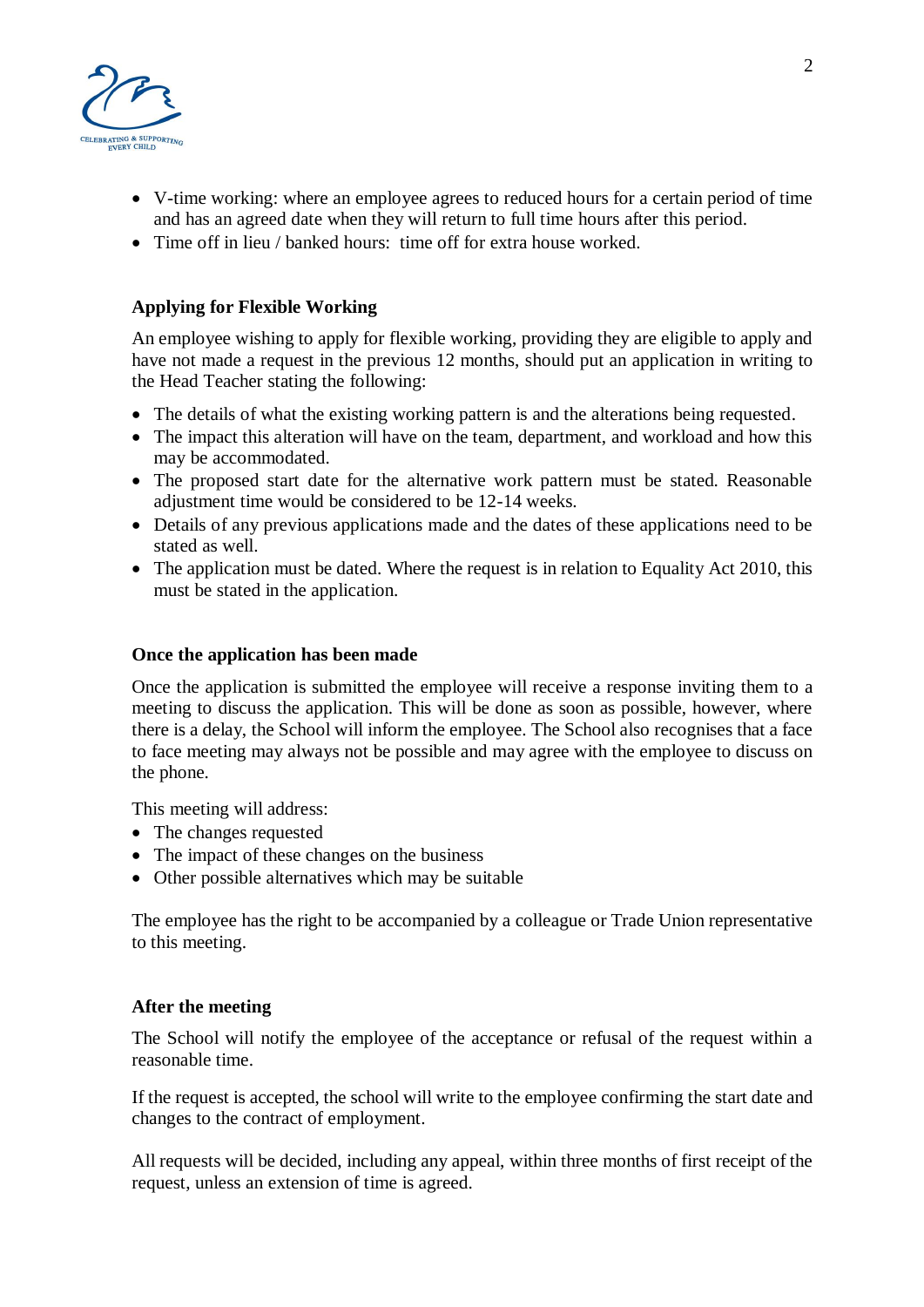- V-time working: where an employee agrees to reduced hours for a certain period of time and has an agreed date when they will return to full time hours after this period.
- Time off in lieu / banked hours: time off for extra house worked.

### Applying for Flexible Working

An employee wishing to apply for flexible working, providing they are eligible to apply and have not made a request in the previous 12 months, should put an application in writing to the Head Teacher stating the following:

- The details of what the existing working pattern is and the alterations being requested.
- The impact this alteration will have on the team, department, and workload and how this may be accommodated.
- The proposed start date for the alternative work pattern must be stated. Reasonable adjustment time would be considered to be 12-14 weeks.
- Details of any previous applications made and the dates of these applications need to be stated as well.
- The application must be dated. Where the request is in relation to Equality Act 2010, this must be stated in the application.

### Once the application has been made

Once the application is submitted the employee will receive a response inviting them to a meeting to discuss the application. This will be done as soon as possible, however, where there is a delay, the School will inform the employee. The School also recognises that a face to face meeting may always not be possible and may agree with the employee to discuss on the phone.

This meeting will address:

- The changes requested
- The impact of these changes on the business
- Other possible alternatives which may be suitable

The employee has the right to be accompanied by a colleague or Trade Union representative to this meeting.

### After the meeting

The School will notify the employee of the acceptance or refusal of the request within a reasonable time.

If the request is accepted, the school will write to the employee confirming the start date and changes to the contract of employment.

All requests will be decided, including any appeal, within three months of first receipt of the request, unless an extension of time is agreed.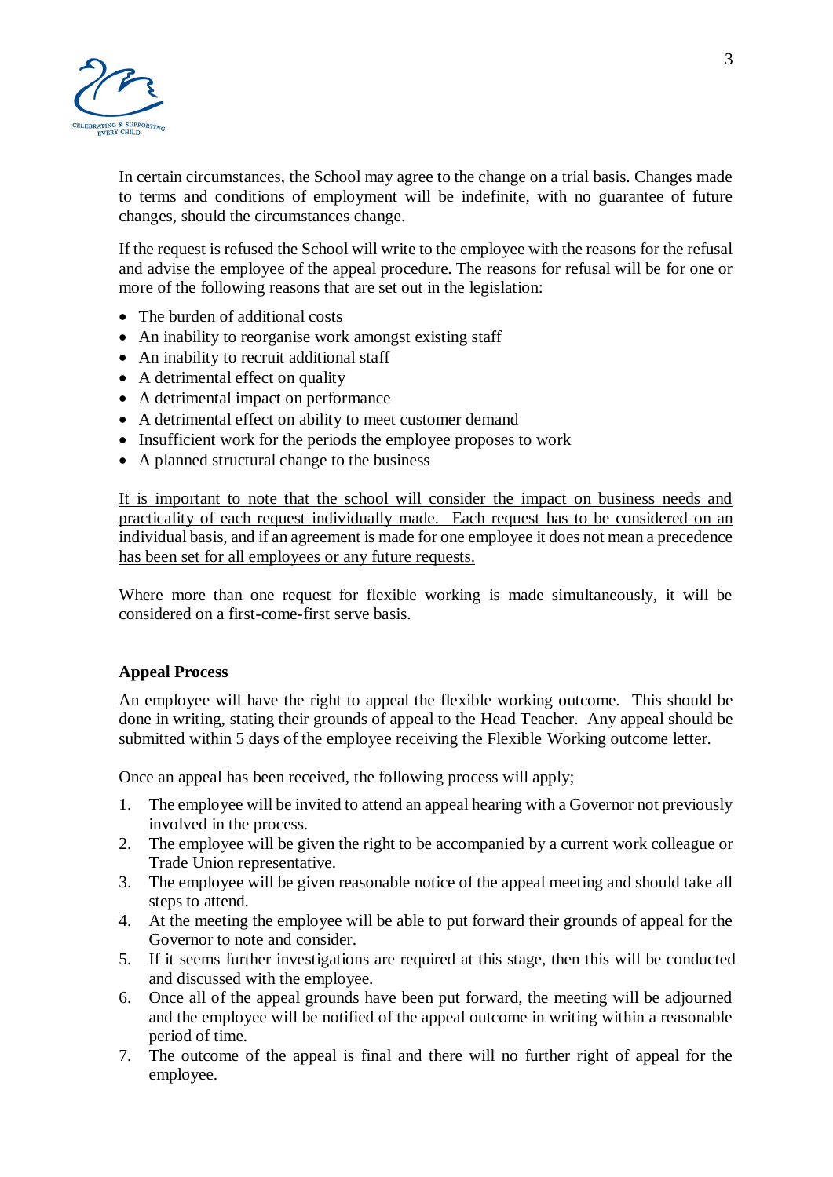In certain circumstances, the School may agree to the change on a trial basis. Changes made to terms and conditions of employment will be indefinite, with no guarantee of future changes, should the circumstances change.

If the request is refused the School will write to the employee with the reasons for the refusal and advise the employee of the appeal procedure. The reasons for refusal will be for one or more of the following reasons that are set out in the legislation:

- The burden of additional costs
- An inability to reorganise work amongst existing staff
- An inability to recruit additional staff
- A detrimental effect on quality
- A detrimental impact on performance
- A detrimental effect on ability to meet customer demand
- Insufficient work for the periods the employee proposes to work
- A planned structural change to the business

<u>It is important to note that the school will consider the impact on business needs and practicality of each request individually made. Each request has to be considered on an individual basis, and if an agreement is made for one employee it does not mean a precedence has been set for all employees or any future requests.</u>

Where more than one request for flexible working is made simultaneously, it will be considered on a first-come-first serve basis.

**Appeal Process**

An employee will have the right to appeal the flexible working outcome. This should be done in writing, stating their grounds of appeal to the Head Teacher. Any appeal should be submitted within 5 days of the employee receiving the Flexible Working outcome letter.

Once an appeal has been received, the following process will apply;

1. The employee will be invited to attend an appeal hearing with a Governor not previously involved in the process.
2. The employee will be given the right to be accompanied by a current work colleague or Trade Union representative.
3. The employee will be given reasonable notice of the appeal meeting and should take all steps to attend.
4. At the meeting the employee will be able to put forward their grounds of appeal for the Governor to note and consider.
5. If it seems further investigations are required at this stage, then this will be conducted and discussed with the employee.
6. Once all of the appeal grounds have been put forward, the meeting will be adjourned and the employee will be notified of the appeal outcome in writing within a reasonable period of time.
7. The outcome of the appeal is final and there will no further right of appeal for the employee.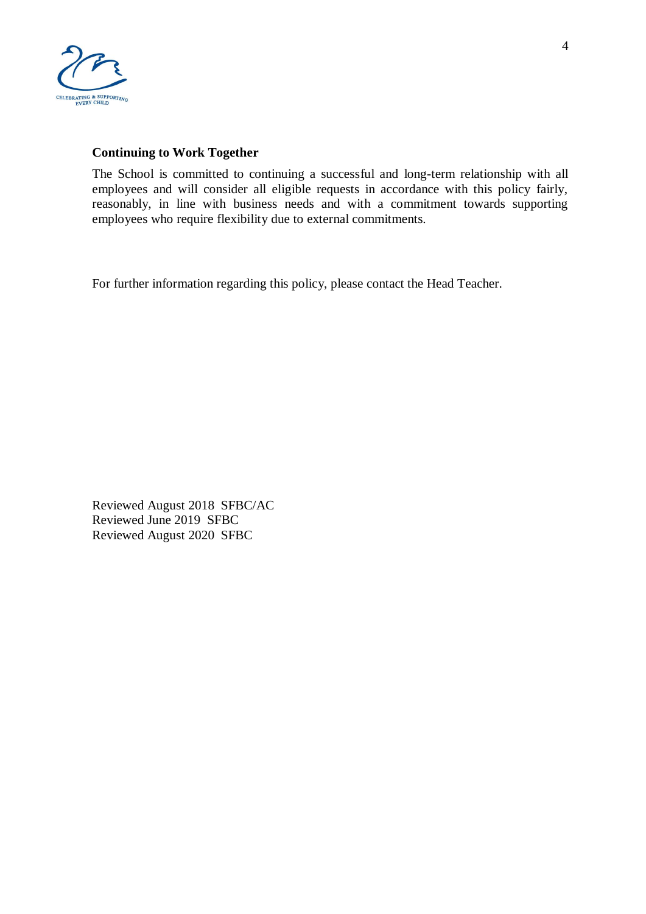**Continuing to Work Together**

The School is committed to continuing a successful and long-term relationship with all employees and will consider all eligible requests in accordance with this policy fairly, reasonably, in line with business needs and with a commitment towards supporting employees who require flexibility due to external commitments.

For further information regarding this policy, please contact the Head Teacher.

Reviewed August 2018 SFBC/AC
Reviewed June 2019 SFBC
Reviewed August 2020 SFBC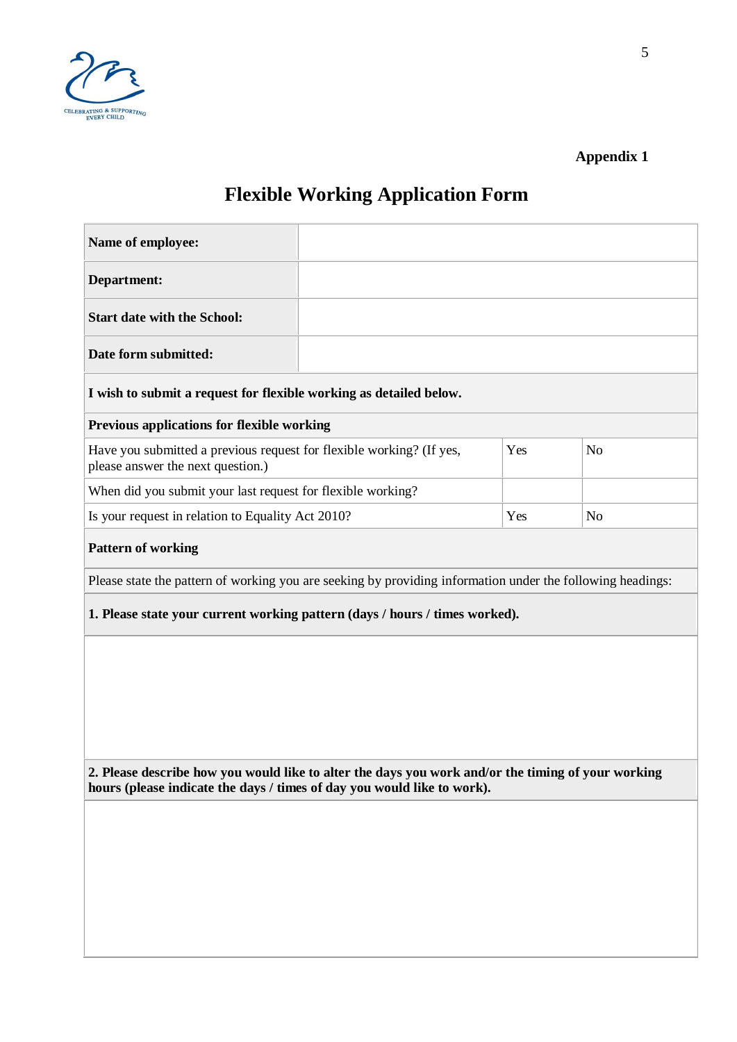Appendix 1

# Flexible Working Application Form

| | |
|---|---|
| **Name of employee:** | |
| **Department:** | |
| **Start date with the School:** | |
| **Date form submitted:** | |

**I wish to submit a request for flexible working as detailed below.**

| **Previous applications for flexible working** | | |
|---|---|---|
| Have you submitted a previous request for flexible working? (If yes, please answer the next question.) | Yes | No |
| When did you submit your last request for flexible working? | | |
| Is your request in relation to Equality Act 2010? | Yes | No |

**Pattern of working**

Please state the pattern of working you are seeking by providing information under the following headings:

**1. Please state your current working pattern (days / hours / times worked).**

**2. Please describe how you would like to alter the days you work and/or the timing of your working hours (please indicate the days / times of day you would like to work).**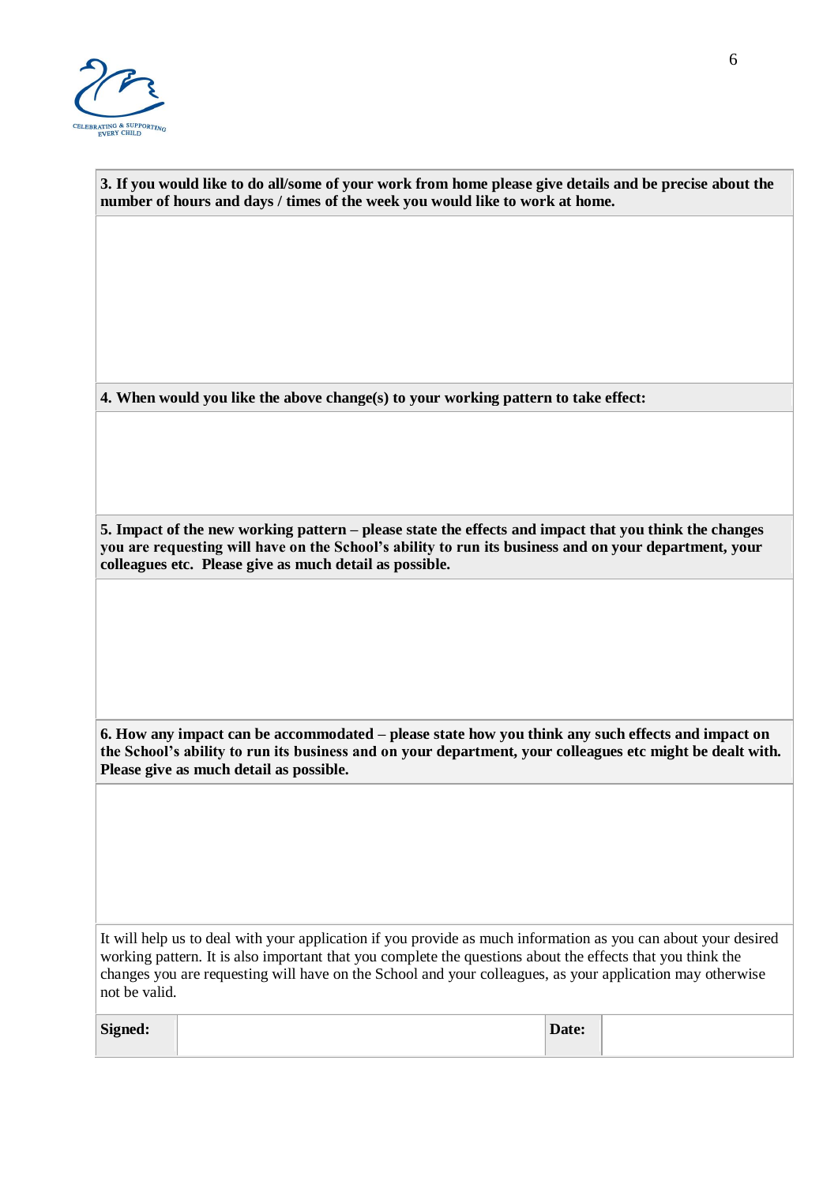CELEBRATING & SUPPORTING EVERY CHILD

| |
|---|
| **3. If you would like to do all/some of your work from home please give details and be precise about the number of hours and days / times of the week you would like to work at home.** |
| |
| **4. When would you like the above change(s) to your working pattern to take effect:** |
| |
| **5. Impact of the new working pattern – please state the effects and impact that you think the changes you are requesting will have on the School's ability to run its business and on your department, your colleagues etc. Please give as much detail as possible.** |
| |
| **6. How any impact can be accommodated – please state how you think any such effects and impact on the School's ability to run its business and on your department, your colleagues etc might be dealt with. Please give as much detail as possible.** |
| |
| It will help us to deal with your application if you provide as much information as you can about your desired working pattern. It is also important that you complete the questions about the effects that you think the changes you are requesting will have on the School and your colleagues, as your application may otherwise not be valid. |

| | | | |
|---|---|---|---|
| **Signed:** | | **Date:** | |